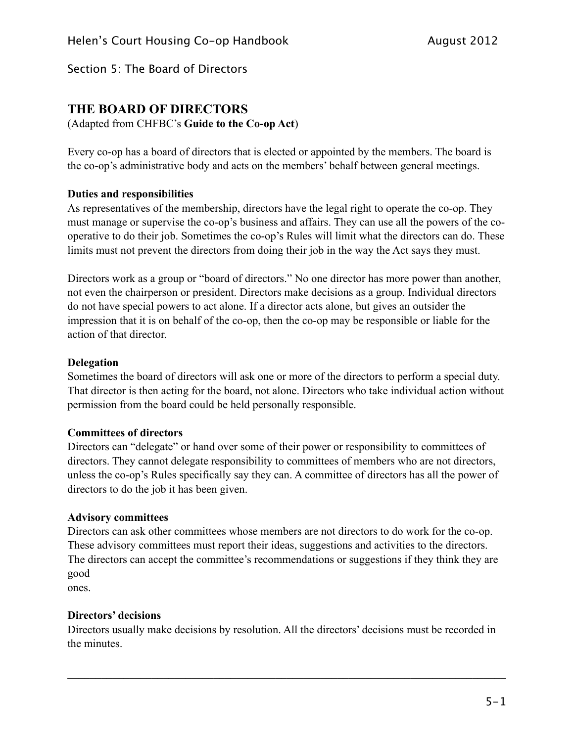Section 5: The Board of Directors

# THE BOARD OF DIRECTORS

(Adapted from CHFBC's **Guide to the Co-op Act**)

Every co-op has a board of directors that is elected or appointed by the members. The board is the co-op's administrative body and acts on the members' behalf between general meetings.

**Duties and responsibilities**

As representatives of the membership, directors have the legal right to operate the co-op. They must manage or supervise the co-op's business and affairs. They can use all the powers of the co-operative to do their job. Sometimes the co-op's Rules will limit what the directors can do. These limits must not prevent the directors from doing their job in the way the Act says they must.

Directors work as a group or "board of directors." No one director has more power than another, not even the chairperson or president. Directors make decisions as a group. Individual directors do not have special powers to act alone. If a director acts alone, but gives an outsider the impression that it is on behalf of the co-op, then the co-op may be responsible or liable for the action of that director.

**Delegation**

Sometimes the board of directors will ask one or more of the directors to perform a special duty. That director is then acting for the board, not alone. Directors who take individual action without permission from the board could be held personally responsible.

**Committees of directors**

Directors can "delegate" or hand over some of their power or responsibility to committees of directors. They cannot delegate responsibility to committees of members who are not directors, unless the co-op's Rules specifically say they can. A committee of directors has all the power of directors to do the job it has been given.

**Advisory committees**

Directors can ask other committees whose members are not directors to do work for the co-op. These advisory committees must report their ideas, suggestions and activities to the directors. The directors can accept the committee's recommendations or suggestions if they think they are good ones.

**Directors' decisions**

Directors usually make decisions by resolution. All the directors' decisions must be recorded in the minutes.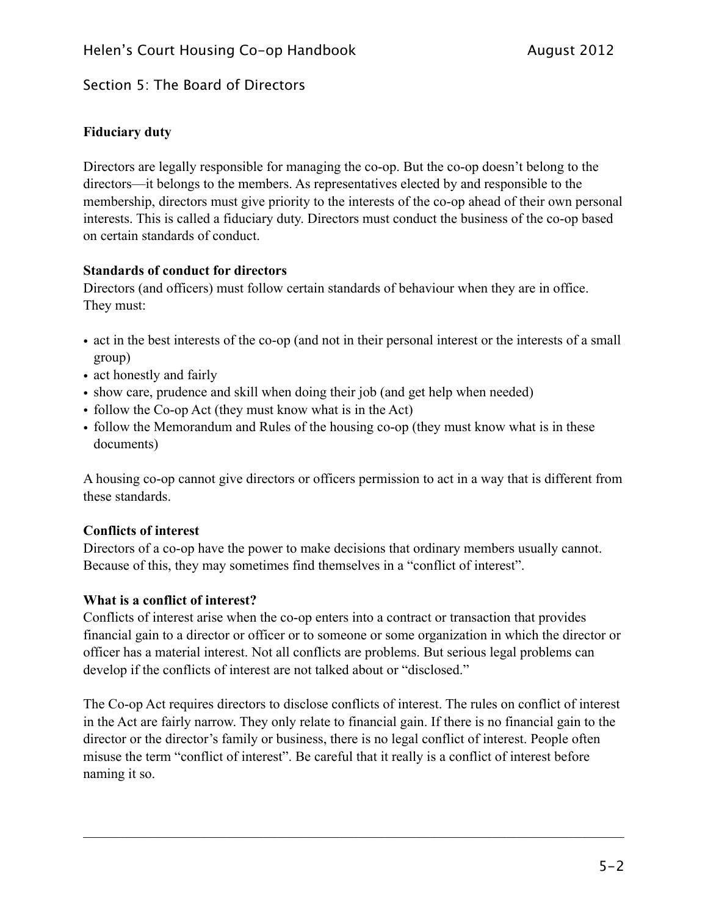## Section 5: The Board of Directors

### Fiduciary duty

Directors are legally responsible for managing the co-op. But the co-op doesn't belong to the directors—it belongs to the members. As representatives elected by and responsible to the membership, directors must give priority to the interests of the co-op ahead of their own personal interests. This is called a fiduciary duty. Directors must conduct the business of the co-op based on certain standards of conduct.

### Standards of conduct for directors

Directors (and officers) must follow certain standards of behaviour when they are in office. They must:

- act in the best interests of the co-op (and not in their personal interest or the interests of a small group)
- act honestly and fairly
- show care, prudence and skill when doing their job (and get help when needed)
- follow the Co-op Act (they must know what is in the Act)
- follow the Memorandum and Rules of the housing co-op (they must know what is in these documents)

A housing co-op cannot give directors or officers permission to act in a way that is different from these standards.

### Conflicts of interest

Directors of a co-op have the power to make decisions that ordinary members usually cannot. Because of this, they may sometimes find themselves in a "conflict of interest".

### What is a conflict of interest?

Conflicts of interest arise when the co-op enters into a contract or transaction that provides financial gain to a director or officer or to someone or some organization in which the director or officer has a material interest. Not all conflicts are problems. But serious legal problems can develop if the conflicts of interest are not talked about or "disclosed."

The Co-op Act requires directors to disclose conflicts of interest. The rules on conflict of interest in the Act are fairly narrow. They only relate to financial gain. If there is no financial gain to the director or the director's family or business, there is no legal conflict of interest. People often misuse the term "conflict of interest". Be careful that it really is a conflict of interest before naming it so.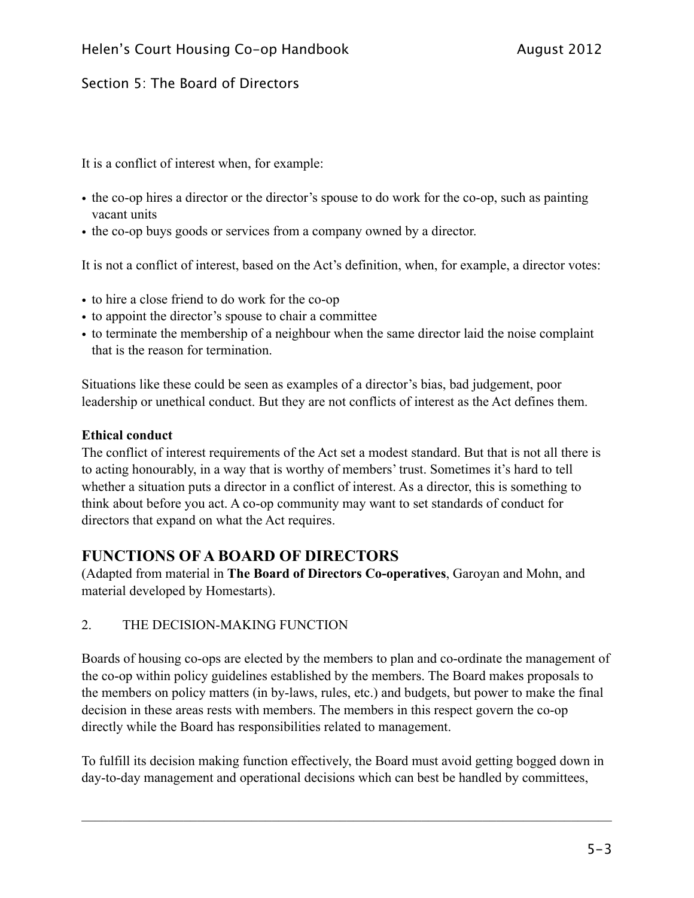It is a conflict of interest when, for example:

- the co-op hires a director or the director's spouse to do work for the co-op, such as painting vacant units
- the co-op buys goods or services from a company owned by a director.

It is not a conflict of interest, based on the Act's definition, when, for example, a director votes:

- to hire a close friend to do work for the co-op
- to appoint the director's spouse to chair a committee
- to terminate the membership of a neighbour when the same director laid the noise complaint that is the reason for termination.

Situations like these could be seen as examples of a director's bias, bad judgement, poor leadership or unethical conduct. But they are not conflicts of interest as the Act defines them.

**Ethical conduct**
The conflict of interest requirements of the Act set a modest standard. But that is not all there is to acting honourably, in a way that is worthy of members' trust. Sometimes it's hard to tell whether a situation puts a director in a conflict of interest. As a director, this is something to think about before you act. A co-op community may want to set standards of conduct for directors that expand on what the Act requires.

## FUNCTIONS OF A BOARD OF DIRECTORS

(Adapted from material in **The Board of Directors Co-operatives**, Garoyan and Mohn, and material developed by Homestarts).

2. THE DECISION-MAKING FUNCTION

Boards of housing co-ops are elected by the members to plan and co-ordinate the management of the co-op within policy guidelines established by the members. The Board makes proposals to the members on policy matters (in by-laws, rules, etc.) and budgets, but power to make the final decision in these areas rests with members. The members in this respect govern the co-op directly while the Board has responsibilities related to management.

To fulfill its decision making function effectively, the Board must avoid getting bogged down in day-to-day management and operational decisions which can best be handled by committees,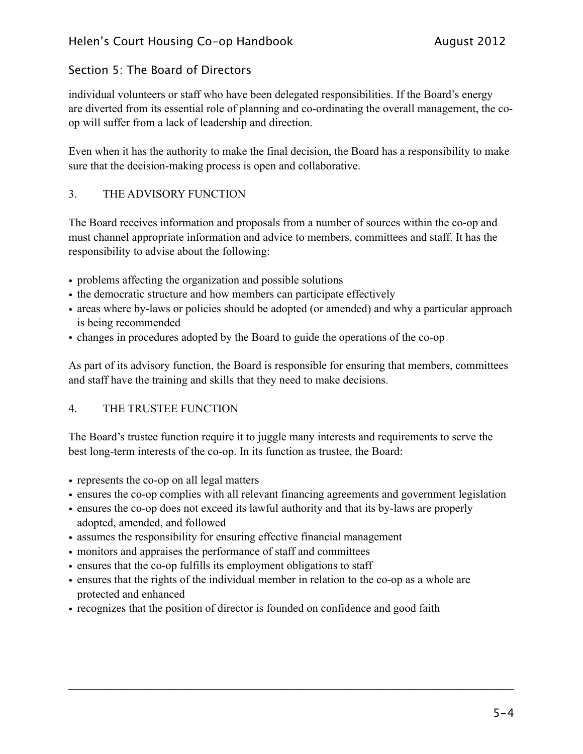individual volunteers or staff who have been delegated responsibilities. If the Board's energy are diverted from its essential role of planning and co-ordinating the overall management, the co-op will suffer from a lack of leadership and direction.

Even when it has the authority to make the final decision, the Board has a responsibility to make sure that the decision-making process is open and collaborative.

## 3. THE ADVISORY FUNCTION

The Board receives information and proposals from a number of sources within the co-op and must channel appropriate information and advice to members, committees and staff. It has the responsibility to advise about the following:

- problems affecting the organization and possible solutions
- the democratic structure and how members can participate effectively
- areas where by-laws or policies should be adopted (or amended) and why a particular approach is being recommended
- changes in procedures adopted by the Board to guide the operations of the co-op

As part of its advisory function, the Board is responsible for ensuring that members, committees and staff have the training and skills that they need to make decisions.

## 4. THE TRUSTEE FUNCTION

The Board's trustee function require it to juggle many interests and requirements to serve the best long-term interests of the co-op. In its function as trustee, the Board:

- represents the co-op on all legal matters
- ensures the co-op complies with all relevant financing agreements and government legislation
- ensures the co-op does not exceed its lawful authority and that its by-laws are properly adopted, amended, and followed
- assumes the responsibility for ensuring effective financial management
- monitors and appraises the performance of staff and committees
- ensures that the co-op fulfills its employment obligations to staff
- ensures that the rights of the individual member in relation to the co-op as a whole are protected and enhanced
- recognizes that the position of director is founded on confidence and good faith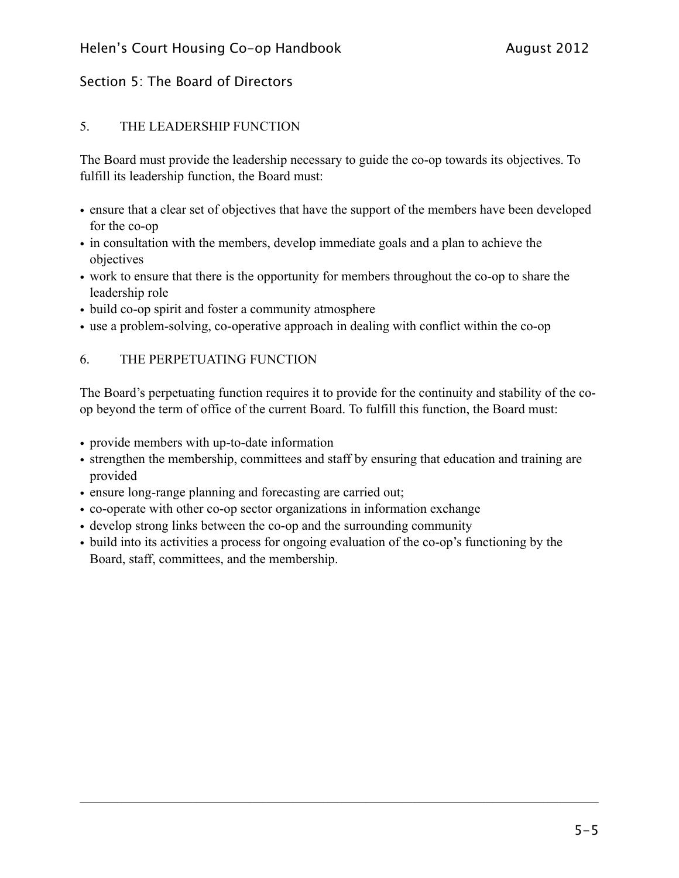## 5. THE LEADERSHIP FUNCTION

The Board must provide the leadership necessary to guide the co-op towards its objectives. To fulfill its leadership function, the Board must:

- ensure that a clear set of objectives that have the support of the members have been developed for the co-op
- in consultation with the members, develop immediate goals and a plan to achieve the objectives
- work to ensure that there is the opportunity for members throughout the co-op to share the leadership role
- build co-op spirit and foster a community atmosphere
- use a problem-solving, co-operative approach in dealing with conflict within the co-op

## 6. THE PERPETUATING FUNCTION

The Board's perpetuating function requires it to provide for the continuity and stability of the co-op beyond the term of office of the current Board. To fulfill this function, the Board must:

- provide members with up-to-date information
- strengthen the membership, committees and staff by ensuring that education and training are provided
- ensure long-range planning and forecasting are carried out;
- co-operate with other co-op sector organizations in information exchange
- develop strong links between the co-op and the surrounding community
- build into its activities a process for ongoing evaluation of the co-op's functioning by the Board, staff, committees, and the membership.